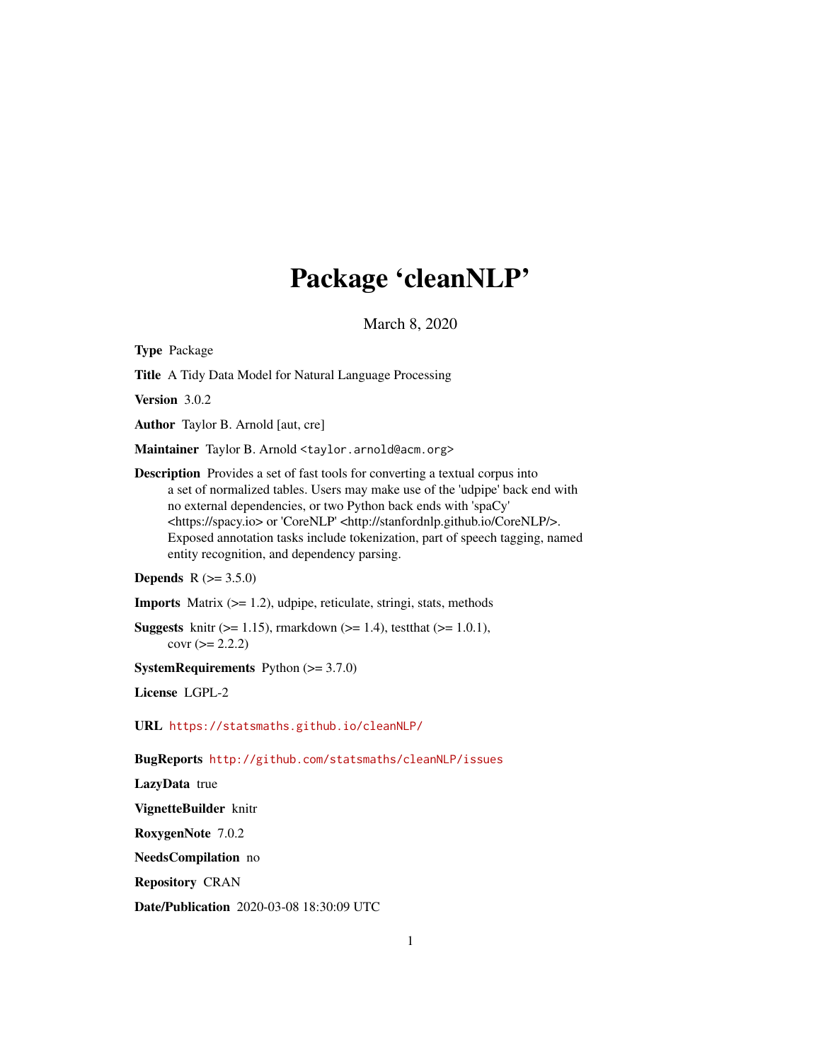# Package 'cleanNLP'

March 8, 2020

**Type** Package

**Title** A Tidy Data Model for Natural Language Processing

**Version** 3.0.2

**Author** Taylor B. Arnold [aut, cre]

**Maintainer** Taylor B. Arnold <taylor.arnold@acm.org>

**Description** Provides a set of fast tools for converting a textual corpus into a set of normalized tables. Users may make use of the 'udpipe' back end with no external dependencies, or two Python back ends with 'spaCy' <https://spacy.io> or 'CoreNLP' <http://stanfordnlp.github.io/CoreNLP/>. Exposed annotation tasks include tokenization, part of speech tagging, named entity recognition, and dependency parsing.

**Depends** R (>= 3.5.0)

**Imports** Matrix (>= 1.2), udpipe, reticulate, stringi, stats, methods

**Suggests** knitr (>= 1.15), rmarkdown (>= 1.4), testthat (>= 1.0.1), covr (>= 2.2.2)

**SystemRequirements** Python (>= 3.7.0)

**License** LGPL-2

**URL** https://statsmaths.github.io/cleanNLP/

**BugReports** http://github.com/statsmaths/cleanNLP/issues

**LazyData** true

**VignetteBuilder** knitr

**RoxygenNote** 7.0.2

**NeedsCompilation** no

**Repository** CRAN

**Date/Publication** 2020-03-08 18:30:09 UTC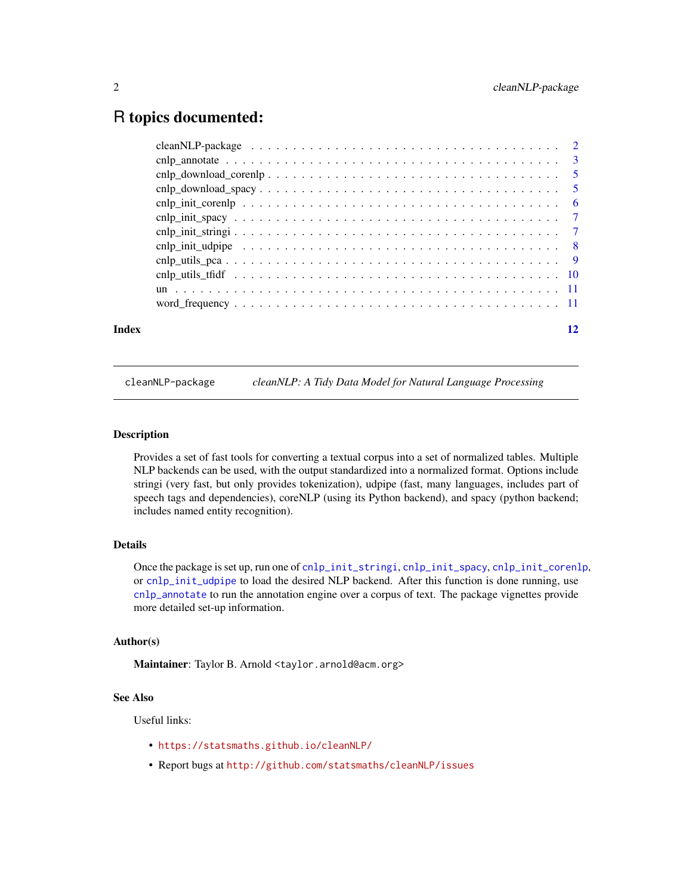# R topics documented:

cleanNLP-package . . . . . . . . . . . . . . . . . . . . . . . . . . . . . . . . . . . . . 2
cnlp_annotate . . . . . . . . . . . . . . . . . . . . . . . . . . . . . . . . . . . . . . . 3
cnlp_download_corenlp . . . . . . . . . . . . . . . . . . . . . . . . . . . . . . . . . . 5
cnlp_download_spacy . . . . . . . . . . . . . . . . . . . . . . . . . . . . . . . . . . . 5
cnlp_init_corenlp . . . . . . . . . . . . . . . . . . . . . . . . . . . . . . . . . . . . . 6
cnlp_init_spacy . . . . . . . . . . . . . . . . . . . . . . . . . . . . . . . . . . . . . . 7
cnlp_init_stringi . . . . . . . . . . . . . . . . . . . . . . . . . . . . . . . . . . . . . 7
cnlp_init_udpipe . . . . . . . . . . . . . . . . . . . . . . . . . . . . . . . . . . . . . 8
cnlp_utils_pca . . . . . . . . . . . . . . . . . . . . . . . . . . . . . . . . . . . . . . 9
cnlp_utils_tfidf . . . . . . . . . . . . . . . . . . . . . . . . . . . . . . . . . . . . . 10
un . . . . . . . . . . . . . . . . . . . . . . . . . . . . . . . . . . . . . . . . . . . . . 11
word_frequency . . . . . . . . . . . . . . . . . . . . . . . . . . . . . . . . . . . . . . 11

**Index** **12**

---

`cleanNLP-package` *cleanNLP: A Tidy Data Model for Natural Language Processing*

---

### Description

Provides a set of fast tools for converting a textual corpus into a set of normalized tables. Multiple NLP backends can be used, with the output standardized into a normalized format. Options include stringi (very fast, but only provides tokenization), udpipe (fast, many languages, includes part of speech tags and dependencies), coreNLP (using its Python backend), and spacy (python backend; includes named entity recognition).

### Details

Once the package is set up, run one of `cnlp_init_stringi`, `cnlp_init_spacy`, `cnlp_init_corenlp`, or `cnlp_init_udpipe` to load the desired NLP backend. After this function is done running, use `cnlp_annotate` to run the annotation engine over a corpus of text. The package vignettes provide more detailed set-up information.

### Author(s)

**Maintainer**: Taylor B. Arnold `<taylor.arnold@acm.org>`

### See Also

Useful links:

- `https://statsmaths.github.io/cleanNLP/`
- Report bugs at `http://github.com/statsmaths/cleanNLP/issues`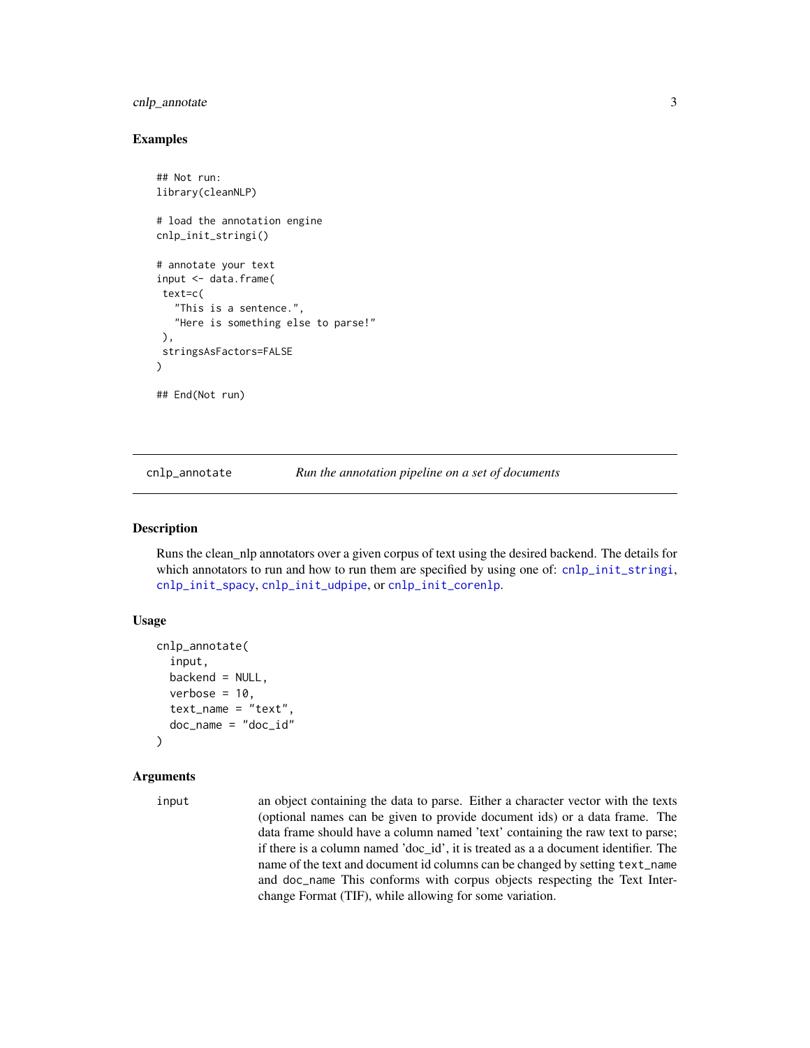## Examples

```
## Not run:
library(cleanNLP)

# load the annotation engine
cnlp_init_stringi()

# annotate your text
input <- data.frame(
 text=c(
   "This is a sentence.",
   "Here is something else to parse!"
 ),
 stringsAsFactors=FALSE
)

## End(Not run)
```

---

`cnlp_annotate` *Run the annotation pipeline on a set of documents*

---

## Description

Runs the clean_nlp annotators over a given corpus of text using the desired backend. The details for which annotators to run and how to run them are specified by using one of: `cnlp_init_stringi`, `cnlp_init_spacy`, `cnlp_init_udpipe`, or `cnlp_init_corenlp`.

## Usage

```
cnlp_annotate(
  input,
  backend = NULL,
  verbose = 10,
  text_name = "text",
  doc_name = "doc_id"
)
```

## Arguments

`input` an object containing the data to parse. Either a character vector with the texts (optional names can be given to provide document ids) or a data frame. The data frame should have a column named 'text' containing the raw text to parse; if there is a column named 'doc_id', it is treated as a a document identifier. The name of the text and document id columns can be changed by setting `text_name` and `doc_name` This conforms with corpus objects respecting the Text Interchange Format (TIF), while allowing for some variation.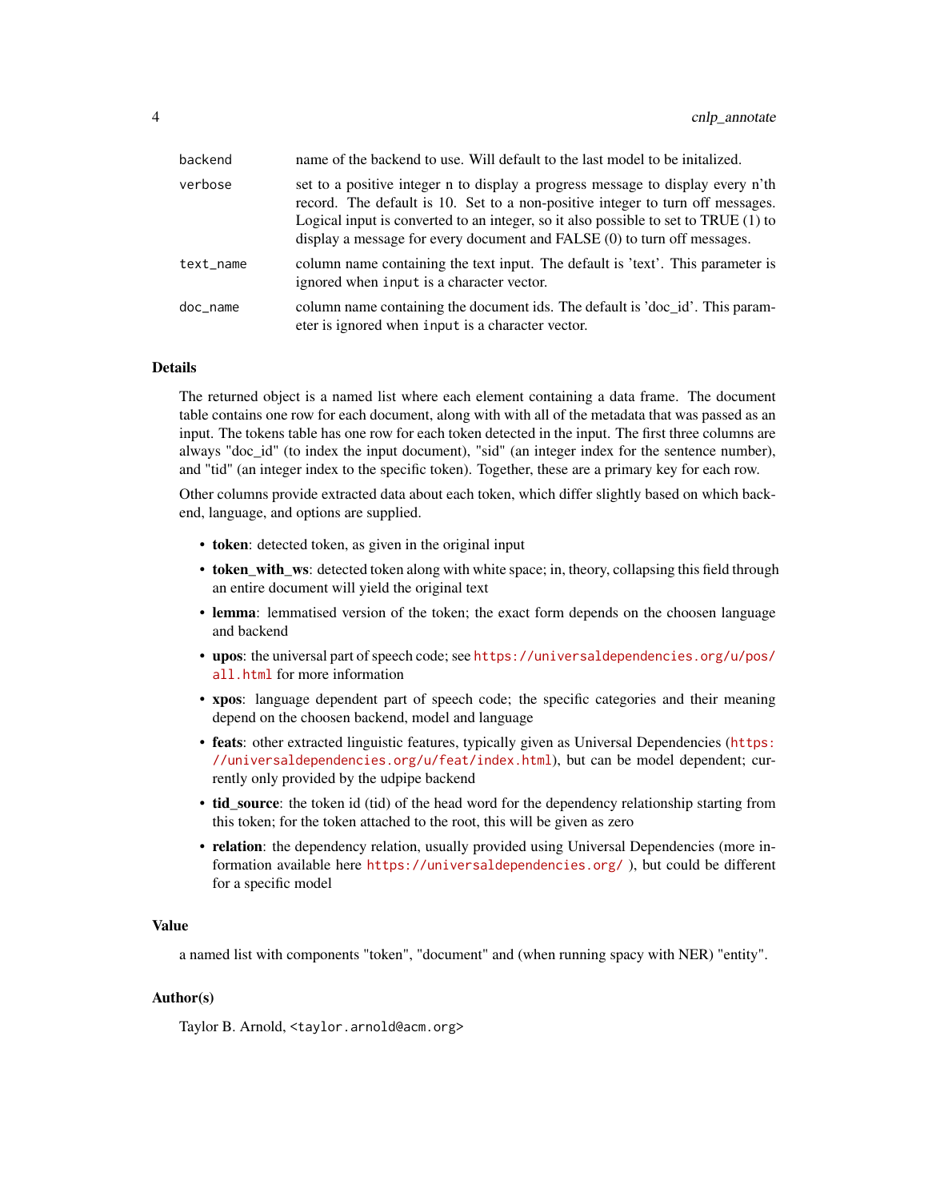| | |
|---|---|
| `backend` | name of the backend to use. Will default to the last model to be initalized. |
| `verbose` | set to a positive integer n to display a progress message to display every n'th record. The default is 10. Set to a non-positive integer to turn off messages. Logical input is converted to an integer, so it also possible to set to TRUE (1) to display a message for every document and FALSE (0) to turn off messages. |
| `text_name` | column name containing the text input. The default is 'text'. This parameter is ignored when `input` is a character vector. |
| `doc_name` | column name containing the document ids. The default is 'doc_id'. This parameter is ignored when `input` is a character vector. |

## Details

The returned object is a named list where each element containing a data frame. The document table contains one row for each document, along with with all of the metadata that was passed as an input. The tokens table has one row for each token detected in the input. The first three columns are always "doc_id" (to index the input document), "sid" (an integer index for the sentence number), and "tid" (an integer index to the specific token). Together, these are a primary key for each row.

Other columns provide extracted data about each token, which differ slightly based on which backend, language, and options are supplied.

- **token**: detected token, as given in the original input
- **token_with_ws**: detected token along with white space; in, theory, collapsing this field through an entire document will yield the original text
- **lemma**: lemmatised version of the token; the exact form depends on the choosen language and backend
- **upos**: the universal part of speech code; see https://universaldependencies.org/u/pos/all.html for more information
- **xpos**: language dependent part of speech code; the specific categories and their meaning depend on the choosen backend, model and language
- **feats**: other extracted linguistic features, typically given as Universal Dependencies (https://universaldependencies.org/u/feat/index.html), but can be model dependent; currently only provided by the udpipe backend
- **tid_source**: the token id (tid) of the head word for the dependency relationship starting from this token; for the token attached to the root, this will be given as zero
- **relation**: the dependency relation, usually provided using Universal Dependencies (more information available here https://universaldependencies.org/ ), but could be different for a specific model

## Value

a named list with components "token", "document" and (when running spacy with NER) "entity".

## Author(s)

Taylor B. Arnold, <taylor.arnold@acm.org>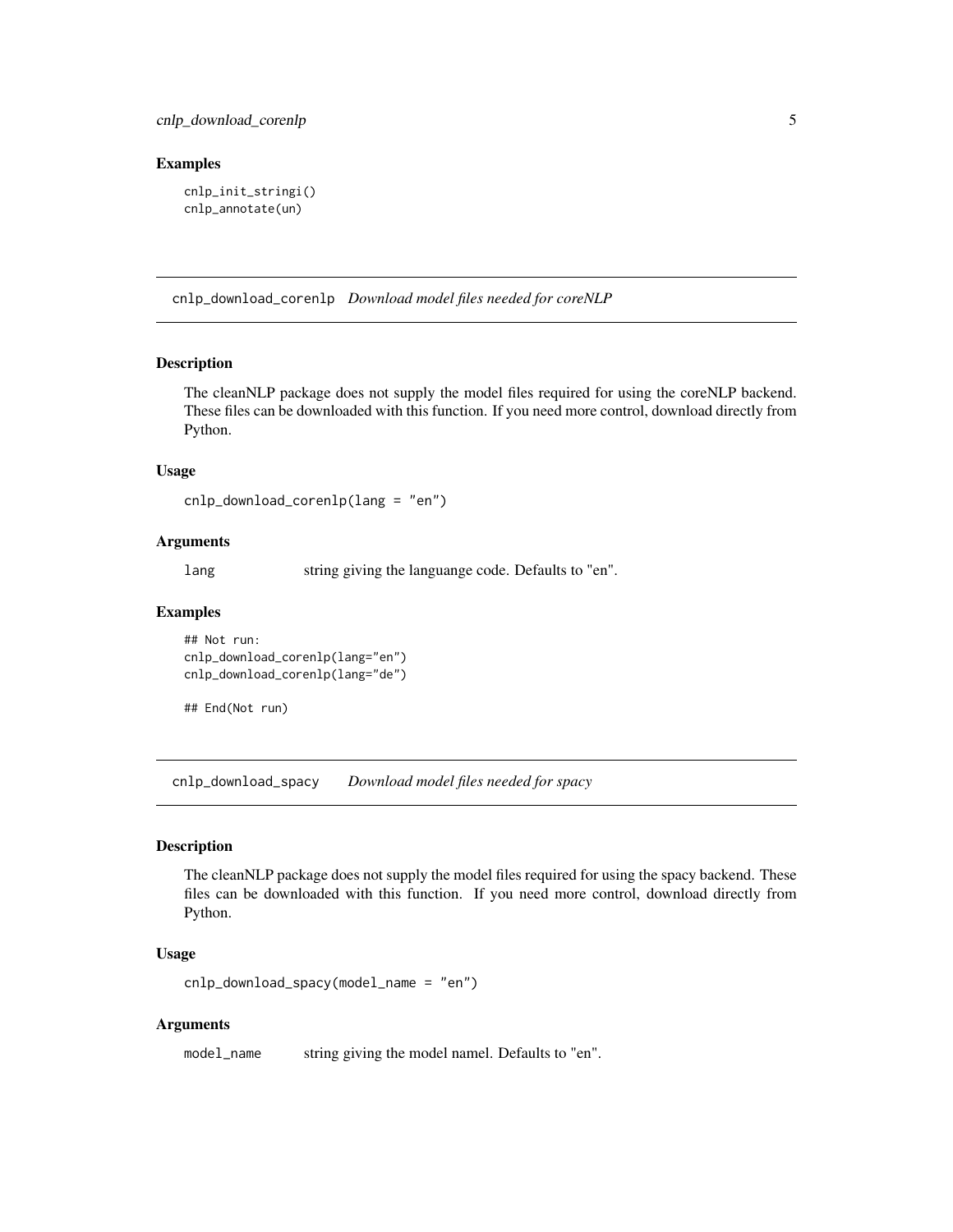### Examples

```
cnlp_init_stringi()
cnlp_annotate(un)
```

## cnlp_download_corenlp *Download model files needed for coreNLP*

### Description

The cleanNLP package does not supply the model files required for using the coreNLP backend. These files can be downloaded with this function. If you need more control, download directly from Python.

### Usage

```
cnlp_download_corenlp(lang = "en")
```

### Arguments

| | |
|---|---|
| lang | string giving the languange code. Defaults to "en". |

### Examples

```
## Not run:
cnlp_download_corenlp(lang="en")
cnlp_download_corenlp(lang="de")

## End(Not run)
```

## cnlp_download_spacy *Download model files needed for spacy*

### Description

The cleanNLP package does not supply the model files required for using the spacy backend. These files can be downloaded with this function. If you need more control, download directly from Python.

### Usage

```
cnlp_download_spacy(model_name = "en")
```

### Arguments

| | |
|---|---|
| model_name | string giving the model namel. Defaults to "en". |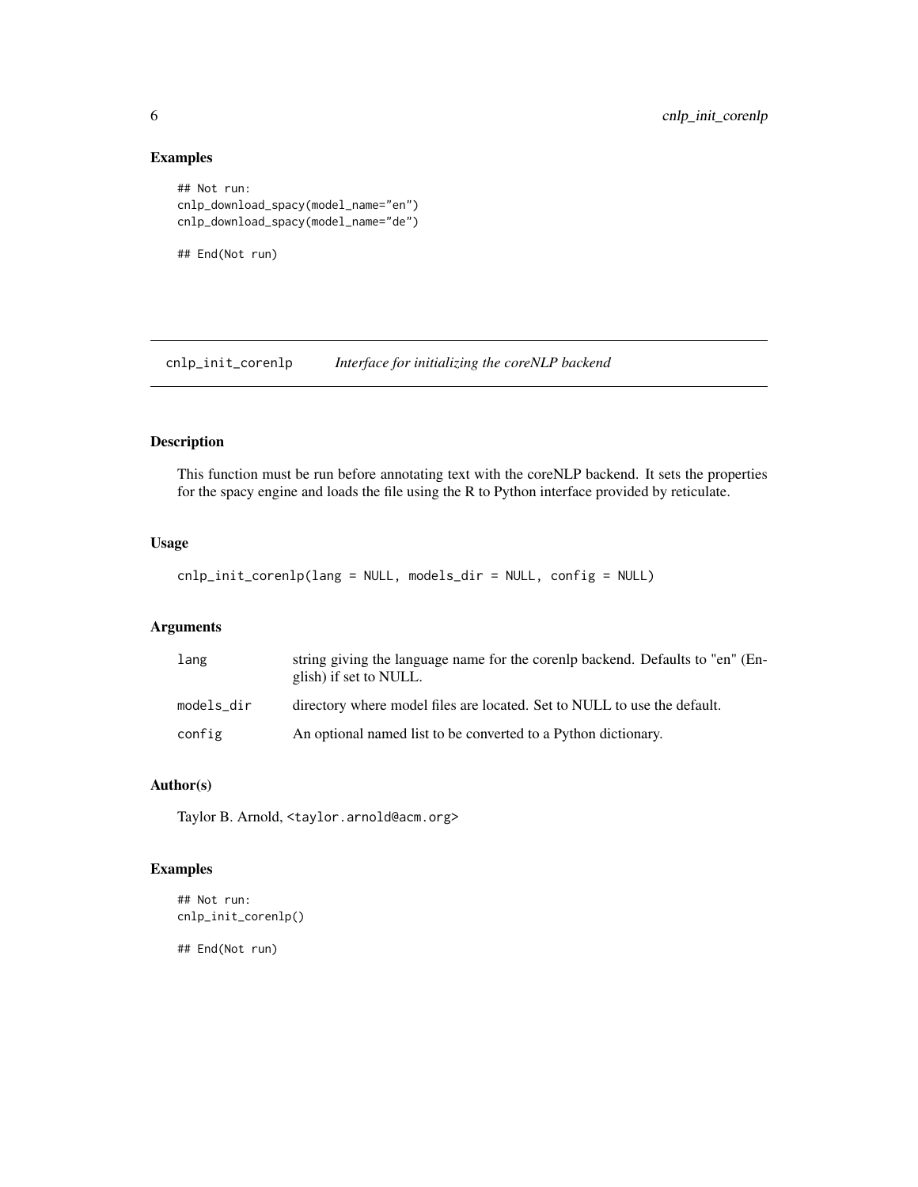### Examples

```
## Not run:
cnlp_download_spacy(model_name="en")
cnlp_download_spacy(model_name="de")

## End(Not run)
```

## cnlp_init_corenlp    *Interface for initializing the coreNLP backend*

### Description

This function must be run before annotating text with the coreNLP backend. It sets the properties for the spacy engine and loads the file using the R to Python interface provided by reticulate.

### Usage

```
cnlp_init_corenlp(lang = NULL, models_dir = NULL, config = NULL)
```

### Arguments

| | |
|---|---|
| lang | string giving the language name for the corenlp backend. Defaults to "en" (English) if set to NULL. |
| models_dir | directory where model files are located. Set to NULL to use the default. |
| config | An optional named list to be converted to a Python dictionary. |

### Author(s)

Taylor B. Arnold, <taylor.arnold@acm.org>

### Examples

```
## Not run:
cnlp_init_corenlp()

## End(Not run)
```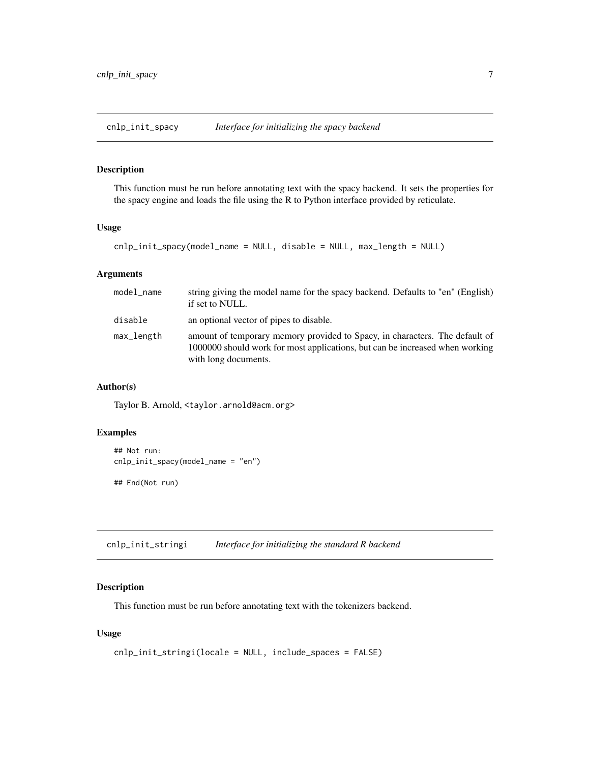## cnlp_init_spacy *Interface for initializing the spacy backend*

### Description

This function must be run before annotating text with the spacy backend. It sets the properties for the spacy engine and loads the file using the R to Python interface provided by reticulate.

### Usage

```
cnlp_init_spacy(model_name = NULL, disable = NULL, max_length = NULL)
```

### Arguments

| | |
|---|---|
| model_name | string giving the model name for the spacy backend. Defaults to "en" (English) if set to NULL. |
| disable | an optional vector of pipes to disable. |
| max_length | amount of temporary memory provided to Spacy, in characters. The default of 1000000 should work for most applications, but can be increased when working with long documents. |

### Author(s)

Taylor B. Arnold, <taylor.arnold@acm.org>

### Examples

```
## Not run:
cnlp_init_spacy(model_name = "en")

## End(Not run)
```

## cnlp_init_stringi *Interface for initializing the standard R backend*

### Description

This function must be run before annotating text with the tokenizers backend.

### Usage

```
cnlp_init_stringi(locale = NULL, include_spaces = FALSE)
```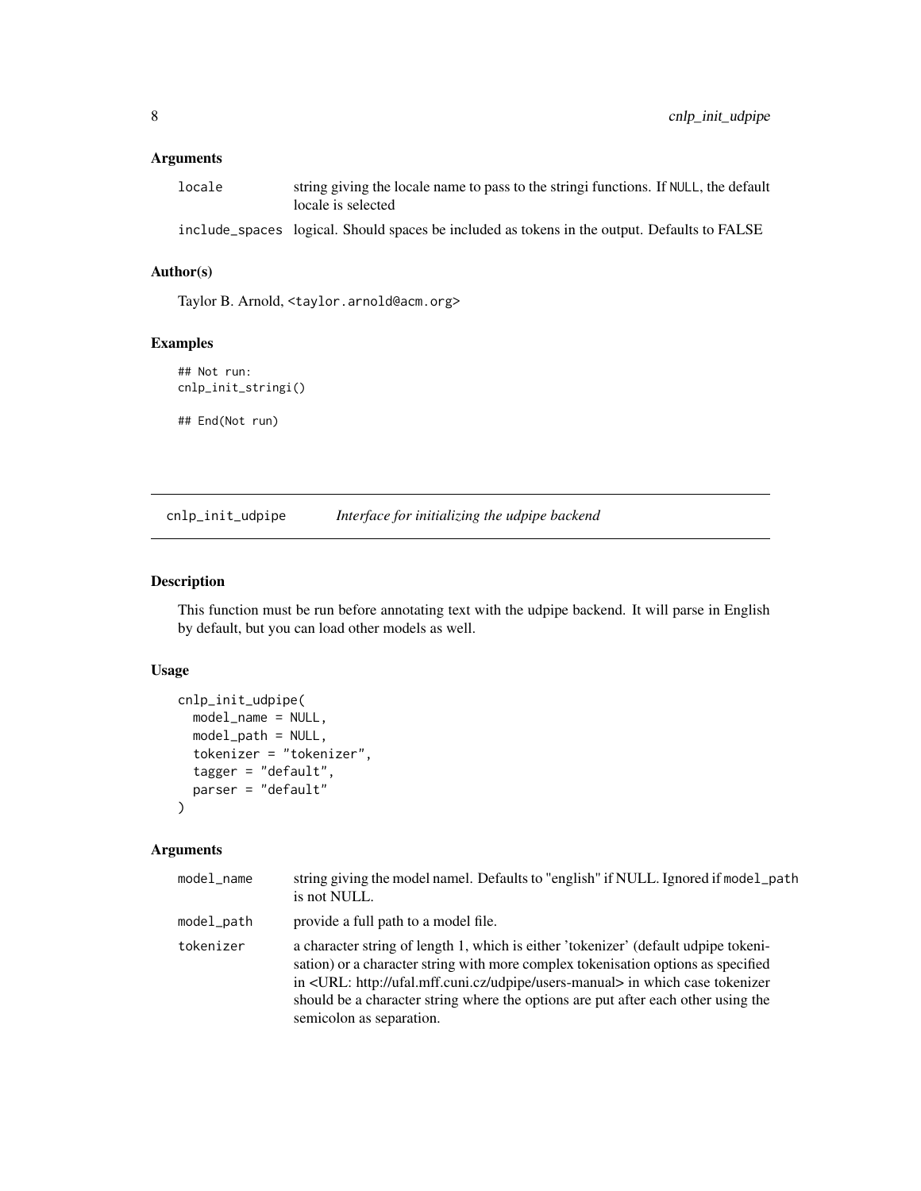## Arguments

| | |
|---|---|
| locale | string giving the locale name to pass to the stringi functions. If NULL, the default locale is selected |
| include_spaces | logical. Should spaces be included as tokens in the output. Defaults to FALSE |

## Author(s)

Taylor B. Arnold, <taylor.arnold@acm.org>

## Examples

```
## Not run:
cnlp_init_stringi()

## End(Not run)
```

---

# cnlp_init_udpipe *Interface for initializing the udpipe backend*

## Description

This function must be run before annotating text with the udpipe backend. It will parse in English by default, but you can load other models as well.

## Usage

```
cnlp_init_udpipe(
  model_name = NULL,
  model_path = NULL,
  tokenizer = "tokenizer",
  tagger = "default",
  parser = "default"
)
```

## Arguments

| | |
|---|---|
| model_name | string giving the model namel. Defaults to "english" if NULL. Ignored if model_path is not NULL. |
| model_path | provide a full path to a model file. |
| tokenizer | a character string of length 1, which is either 'tokenizer' (default udpipe tokenisation) or a character string with more complex tokenisation options as specified in <URL: http://ufal.mff.cuni.cz/udpipe/users-manual> in which case tokenizer should be a character string where the options are put after each other using the semicolon as separation. |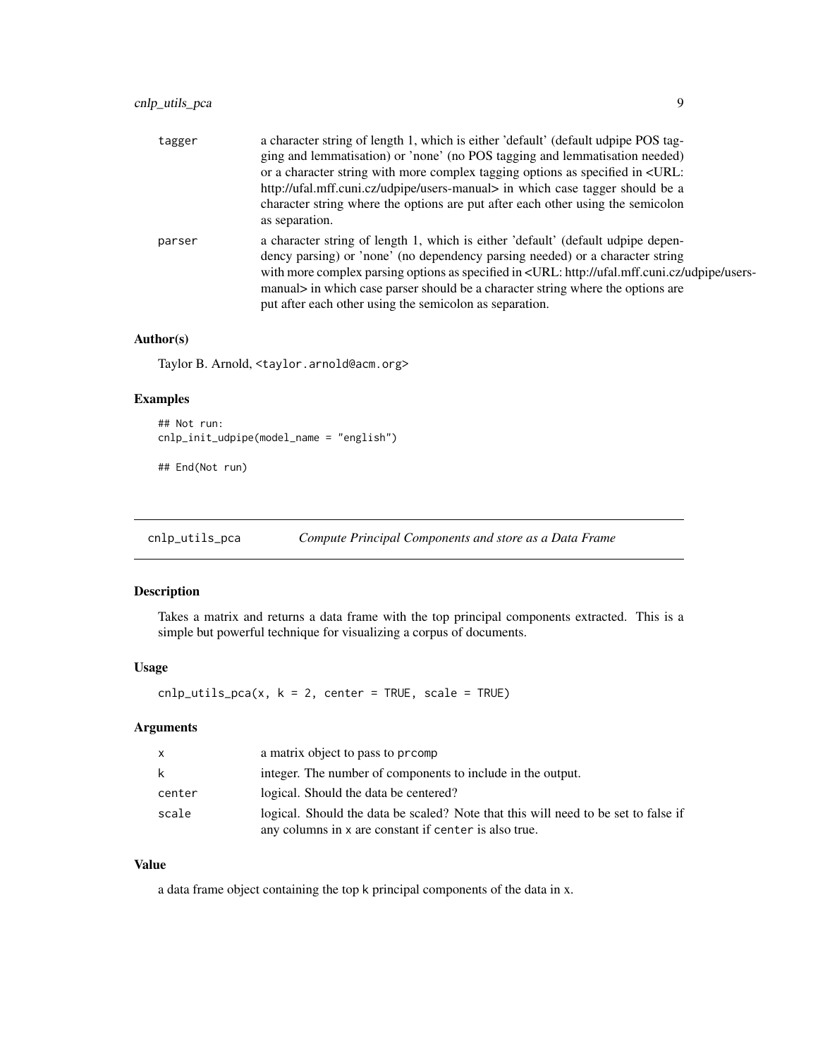| | |
|---|---|
| tagger | a character string of length 1, which is either 'default' (default udpipe POS tagging and lemmatisation) or 'none' (no POS tagging and lemmatisation needed) or a character string with more complex tagging options as specified in <URL: http://ufal.mff.cuni.cz/udpipe/users-manual> in which case tagger should be a character string where the options are put after each other using the semicolon as separation. |
| parser | a character string of length 1, which is either 'default' (default udpipe dependency parsing) or 'none' (no dependency parsing needed) or a character string with more complex parsing options as specified in <URL: http://ufal.mff.cuni.cz/udpipe/users-manual> in which case parser should be a character string where the options are put after each other using the semicolon as separation. |

### Author(s)

Taylor B. Arnold, <taylor.arnold@acm.org>

### Examples

```
## Not run:
cnlp_init_udpipe(model_name = "english")

## End(Not run)
```

## cnlp_utils_pca *Compute Principal Components and store as a Data Frame*

### Description

Takes a matrix and returns a data frame with the top principal components extracted. This is a simple but powerful technique for visualizing a corpus of documents.

### Usage

```
cnlp_utils_pca(x, k = 2, center = TRUE, scale = TRUE)
```

### Arguments

| | |
|---|---|
| x | a matrix object to pass to prcomp |
| k | integer. The number of components to include in the output. |
| center | logical. Should the data be centered? |
| scale | logical. Should the data be scaled? Note that this will need to be set to false if any columns in x are constant if center is also true. |

### Value

a data frame object containing the top k principal components of the data in x.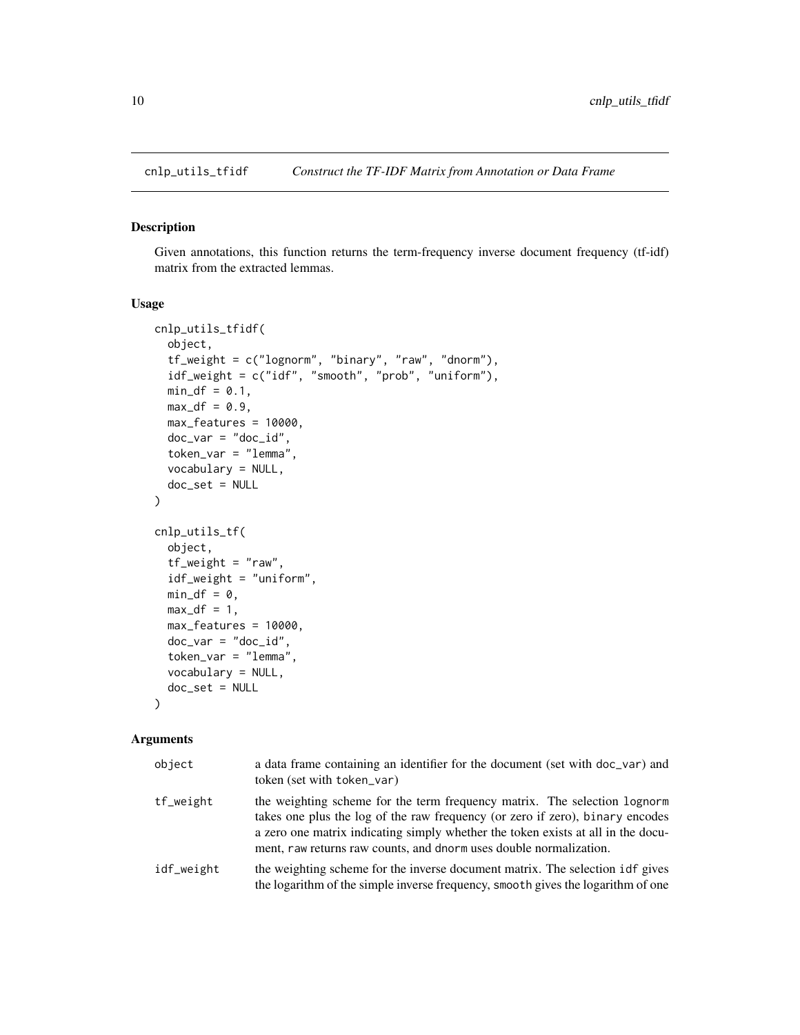# cnlp_utils_tfidf — *Construct the TF-IDF Matrix from Annotation or Data Frame*

## Description

Given annotations, this function returns the term-frequency inverse document frequency (tf-idf) matrix from the extracted lemmas.

## Usage

```
cnlp_utils_tfidf(
  object,
  tf_weight = c("lognorm", "binary", "raw", "dnorm"),
  idf_weight = c("idf", "smooth", "prob", "uniform"),
  min_df = 0.1,
  max_df = 0.9,
  max_features = 10000,
  doc_var = "doc_id",
  token_var = "lemma",
  vocabulary = NULL,
  doc_set = NULL
)

cnlp_utils_tf(
  object,
  tf_weight = "raw",
  idf_weight = "uniform",
  min_df = 0,
  max_df = 1,
  max_features = 10000,
  doc_var = "doc_id",
  token_var = "lemma",
  vocabulary = NULL,
  doc_set = NULL
)
```

## Arguments

| | |
|---|---|
| `object` | a data frame containing an identifier for the document (set with `doc_var`) and token (set with `token_var`) |
| `tf_weight` | the weighting scheme for the term frequency matrix. The selection `lognorm` takes one plus the log of the raw frequency (or zero if zero), `binary` encodes a zero one matrix indicating simply whether the token exists at all in the document, `raw` returns raw counts, and `dnorm` uses double normalization. |
| `idf_weight` | the weighting scheme for the inverse document matrix. The selection `idf` gives the logarithm of the simple inverse frequency, `smooth` gives the logarithm of one |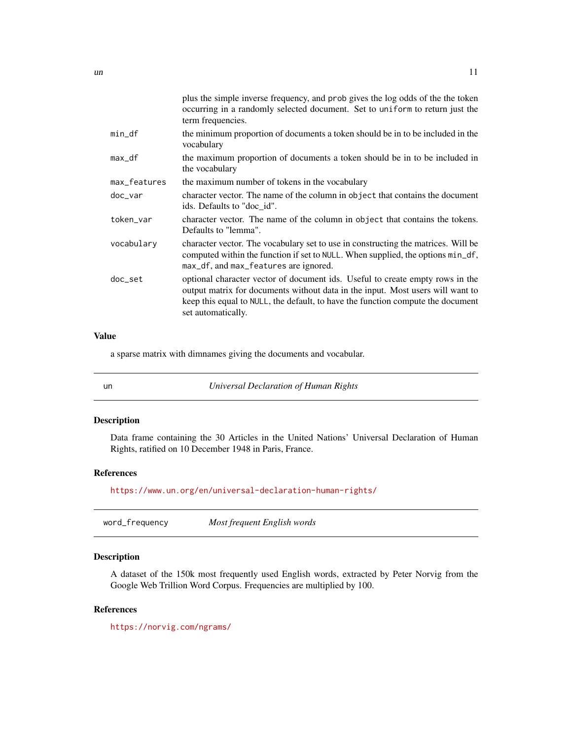plus the simple inverse frequency, and prob gives the log odds of the the token occurring in a randomly selected document. Set to uniform to return just the term frequencies.

| | |
|---|---|
| min_df | the minimum proportion of documents a token should be in to be included in the vocabulary |
| max_df | the maximum proportion of documents a token should be in to be included in the vocabulary |
| max_features | the maximum number of tokens in the vocabulary |
| doc_var | character vector. The name of the column in object that contains the document ids. Defaults to "doc_id". |
| token_var | character vector. The name of the column in object that contains the tokens. Defaults to "lemma". |
| vocabulary | character vector. The vocabulary set to use in constructing the matrices. Will be computed within the function if set to NULL. When supplied, the options min_df, max_df, and max_features are ignored. |
| doc_set | optional character vector of document ids. Useful to create empty rows in the output matrix for documents without data in the input. Most users will want to keep this equal to NULL, the default, to have the function compute the document set automatically. |

### Value

a sparse matrix with dimnames giving the documents and vocabular.

## un — *Universal Declaration of Human Rights*

### Description

Data frame containing the 30 Articles in the United Nations' Universal Declaration of Human Rights, ratified on 10 December 1948 in Paris, France.

### References

https://www.un.org/en/universal-declaration-human-rights/

## word_frequency — *Most frequent English words*

### Description

A dataset of the 150k most frequently used English words, extracted by Peter Norvig from the Google Web Trillion Word Corpus. Frequencies are multiplied by 100.

### References

https://norvig.com/ngrams/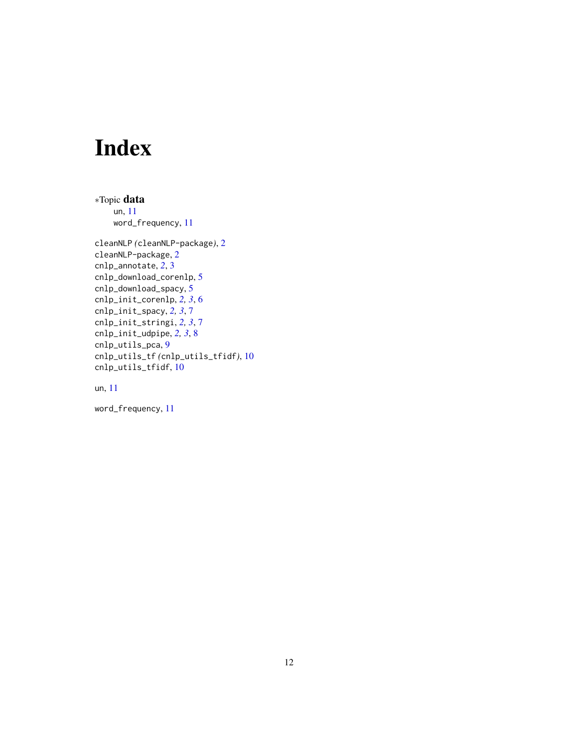# Index

*Topic **data**
- un, 11
- word_frequency, 11

cleanNLP (cleanNLP-package), 2
cleanNLP-package, 2
cnlp_annotate, *2*, 3
cnlp_download_corenlp, 5
cnlp_download_spacy, 5
cnlp_init_corenlp, *2, 3*, 6
cnlp_init_spacy, *2, 3*, 7
cnlp_init_stringi, *2, 3*, 7
cnlp_init_udpipe, *2, 3*, 8
cnlp_utils_pca, 9
cnlp_utils_tf (cnlp_utils_tfidf), 10
cnlp_utils_tfidf, 10

un, 11

word_frequency, 11